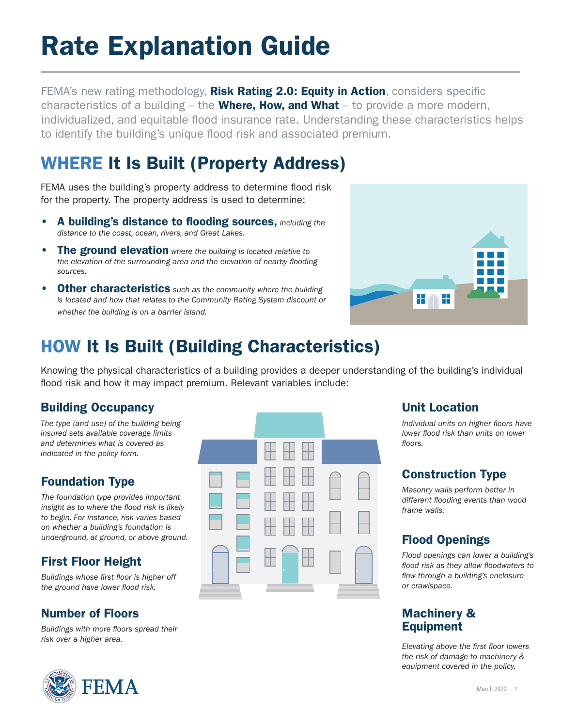# Rate Explanation Guide

FEMA's new rating methodology, **Risk Rating 2.0: Equity in Action**, considers specific characteristics of a building – the **Where, How, and What** – to provide a more modern, individualized, and equitable flood insurance rate. Understanding these characteristics helps to identify the building's unique flood risk and associated premium.

## WHERE It Is Built (Property Address)

FEMA uses the building's property address to determine flood risk for the property. The property address is used to determine:

- **A building's distance to flooding sources,** *including the distance to the coast, ocean, rivers, and Great Lakes.*
- **The ground elevation** *where the building is located relative to the elevation of the surrounding area and the elevation of nearby flooding sources.*
- **Other characteristics** *such as the community where the building is located and how that relates to the Community Rating System discount or whether the building is on a barrier island.*

## HOW It Is Built (Building Characteristics)

Knowing the physical characteristics of a building provides a deeper understanding of the building's individual flood risk and how it may impact premium. Relevant variables include:

### Building Occupancy

*The type (and use) of the building being insured sets available coverage limits and determines what is covered as indicated in the policy form.*

### Foundation Type

*The foundation type provides important insight as to where the flood risk is likely to begin. For instance, risk varies based on whether a building's foundation is underground, at ground, or above ground.*

### First Floor Height

*Buildings whose first floor is higher off the ground have lower flood risk.*

### Number of Floors

*Buildings with more floors spread their risk over a higher area.*

### Unit Location

*Individual units on higher floors have lower flood risk than units on lower floors.*

### Construction Type

*Masonry walls perform better in different flooding events than wood frame walls.*

### Flood Openings

*Flood openings can lower a building's flood risk as they allow floodwaters to flow through a building's enclosure or crawlspace.*

### Machinery & Equipment

*Elevating above the first floor lowers the risk of damage to machinery & equipment covered in the policy.*

March 2022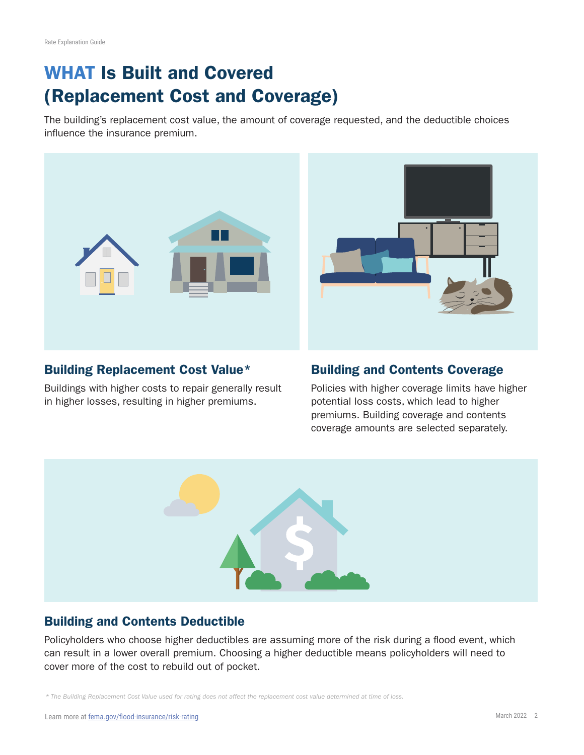# WHAT Is Built and Covered (Replacement Cost and Coverage)

The building's replacement cost value, the amount of coverage requested, and the deductible choices influence the insurance premium.

## Building Replacement Cost Value*

Buildings with higher costs to repair generally result in higher losses, resulting in higher premiums.

## Building and Contents Coverage

Policies with higher coverage limits have higher potential loss costs, which lead to higher premiums. Building coverage and contents coverage amounts are selected separately.

## Building and Contents Deductible

Policyholders who choose higher deductibles are assuming more of the risk during a flood event, which can result in a lower overall premium. Choosing a higher deductible means policyholders will need to cover more of the cost to rebuild out of pocket.

*\* The Building Replacement Cost Value used for rating does not affect the replacement cost value determined at time of loss.*

Learn more at fema.gov/flood-insurance/risk-rating